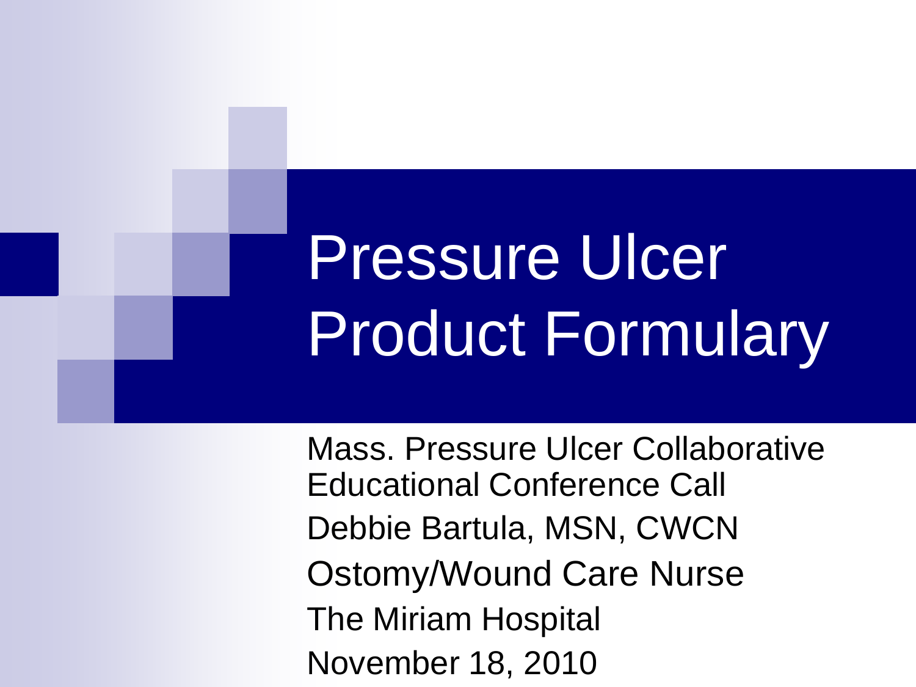# Pressure Ulcer Product Formulary

Mass. Pressure Ulcer Collaborative Educational Conference Call

Debbie Bartula, MSN, CWCN

Ostomy/Wound Care Nurse

The Miriam Hospital

November 18, 2010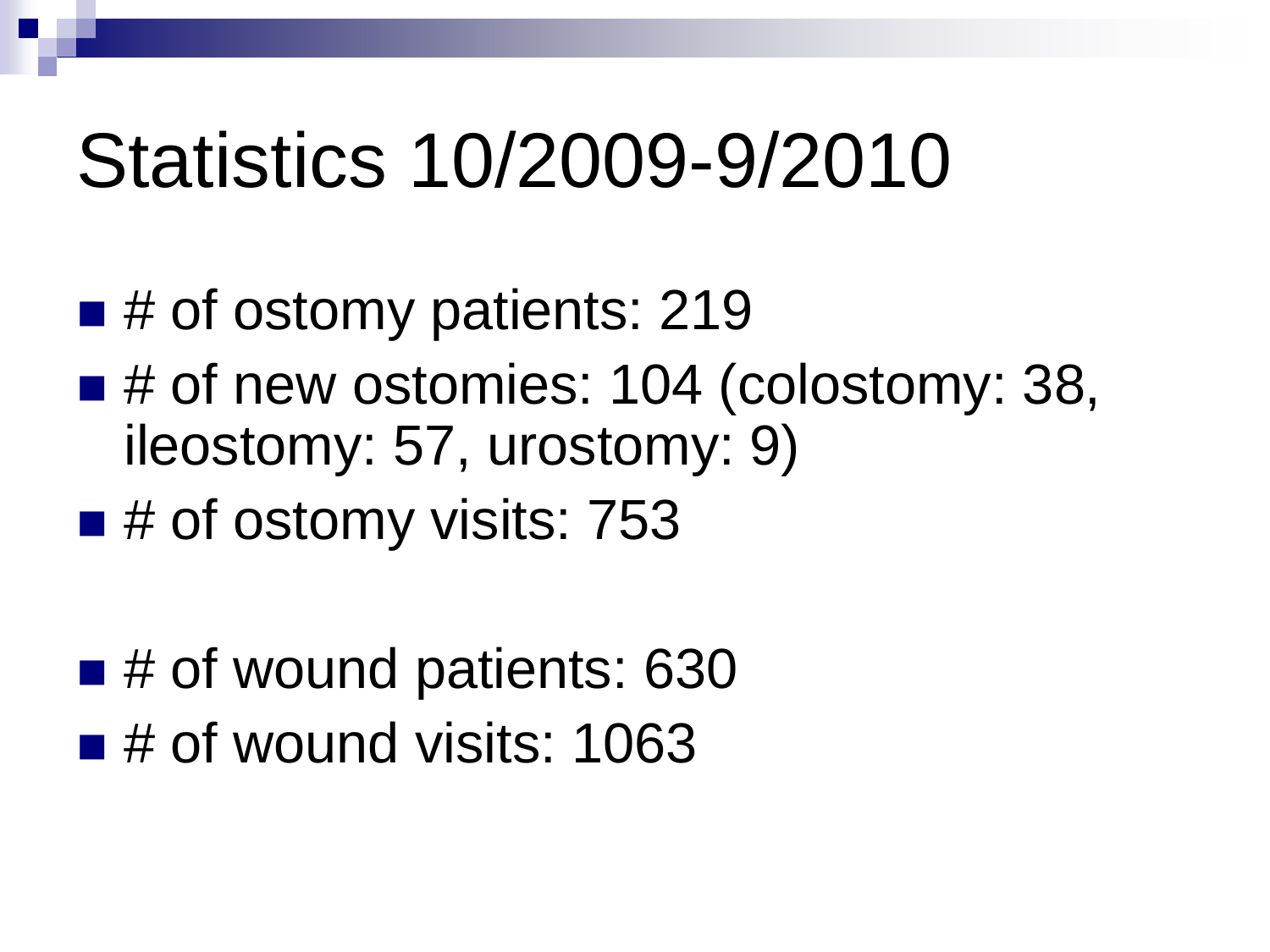# Statistics 10/2009-9/2010

- # of ostomy patients: 219
- # of new ostomies: 104 (colostomy: 38, ileostomy: 57, urostomy: 9)
- # of ostomy visits: 753

- # of wound patients: 630
- # of wound visits: 1063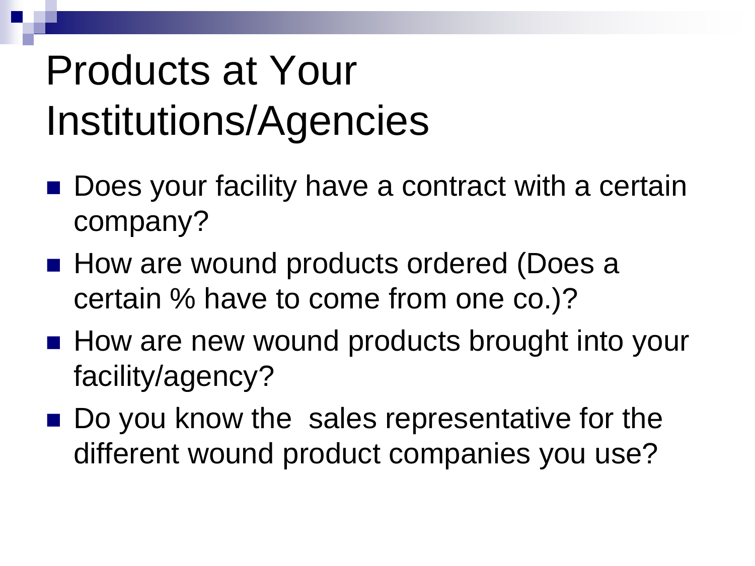# Products at Your Institutions/Agencies

- Does your facility have a contract with a certain company?
- How are wound products ordered (Does a certain % have to come from one co.)?
- How are new wound products brought into your facility/agency?
- Do you know the sales representative for the different wound product companies you use?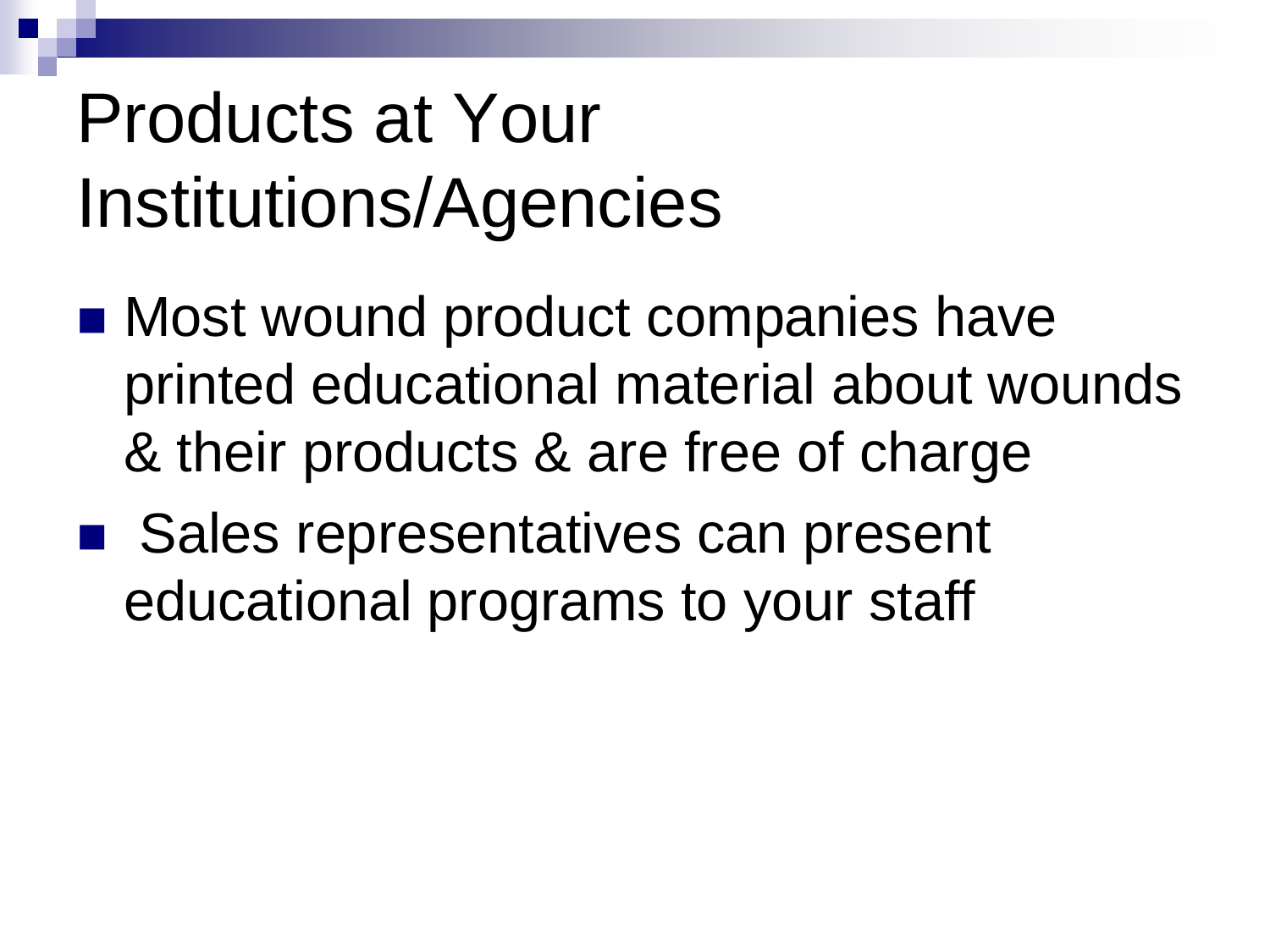# Products at Your Institutions/Agencies

- Most wound product companies have printed educational material about wounds & their products & are free of charge
- Sales representatives can present educational programs to your staff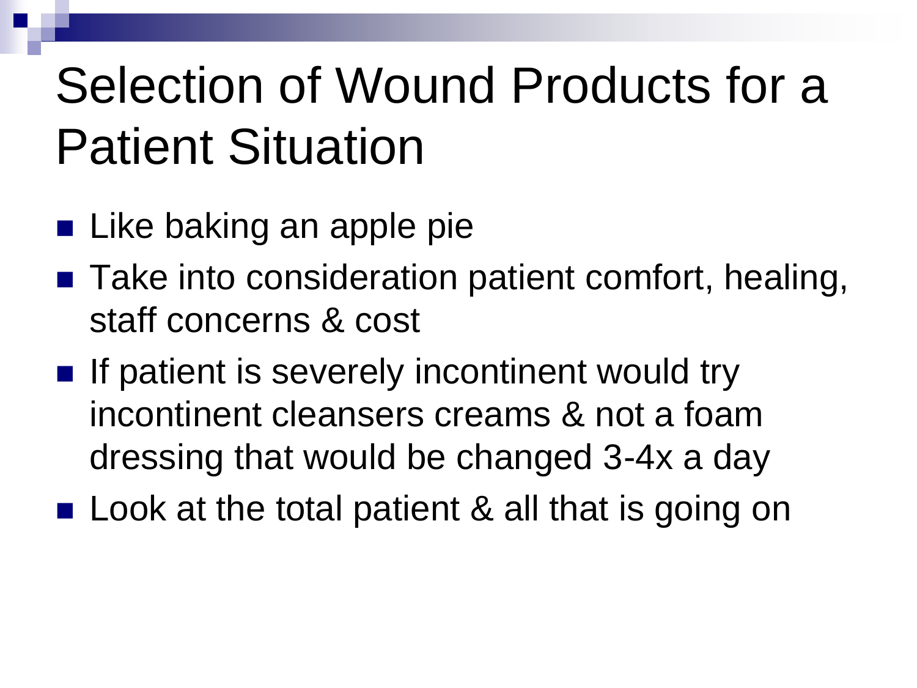# Selection of Wound Products for a Patient Situation

- Like baking an apple pie
- Take into consideration patient comfort, healing, staff concerns & cost
- If patient is severely incontinent would try incontinent cleansers creams & not a foam dressing that would be changed 3-4x a day
- Look at the total patient & all that is going on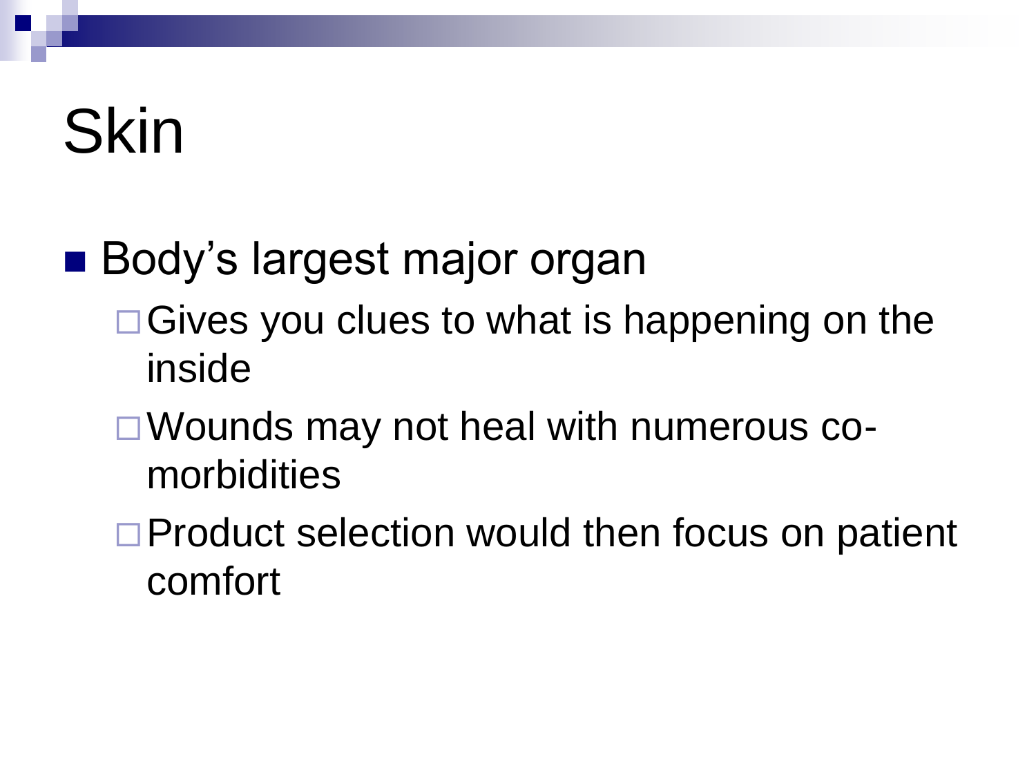# Skin

- Body's largest major organ
  - Gives you clues to what is happening on the inside
  - Wounds may not heal with numerous co-morbidities
  - Product selection would then focus on patient comfort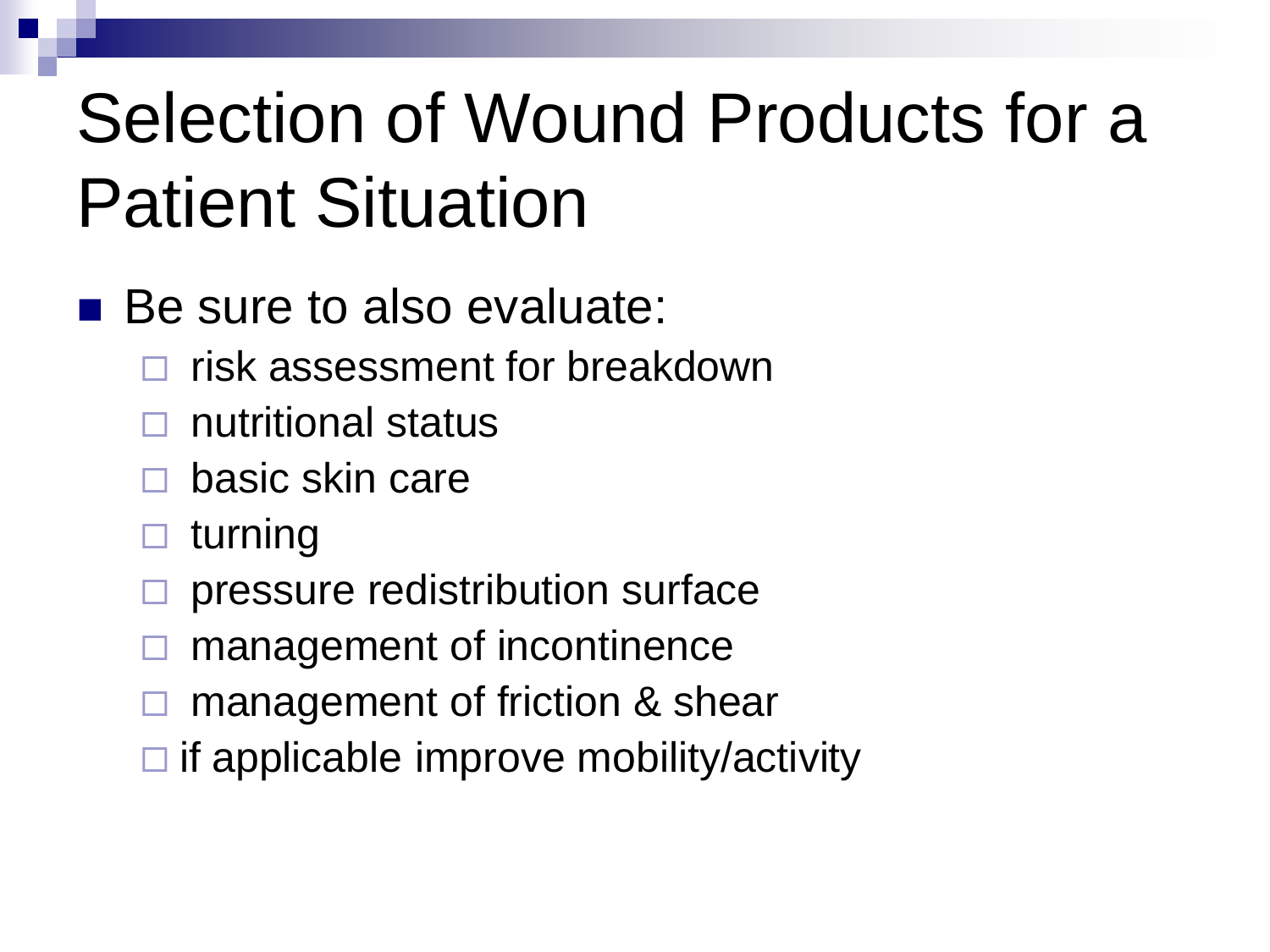# Selection of Wound Products for a Patient Situation

- Be sure to also evaluate:
  - risk assessment for breakdown
  - nutritional status
  - basic skin care
  - turning
  - pressure redistribution surface
  - management of incontinence
  - management of friction & shear
  - if applicable improve mobility/activity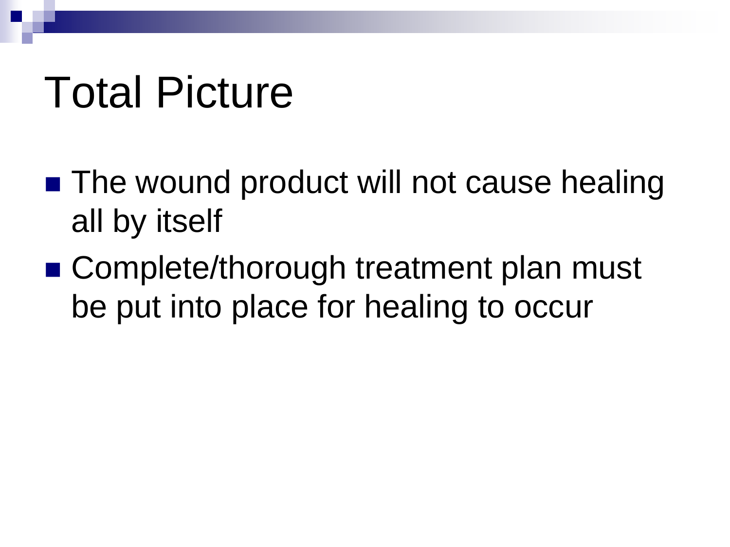# Total Picture

- The wound product will not cause healing all by itself
- Complete/thorough treatment plan must be put into place for healing to occur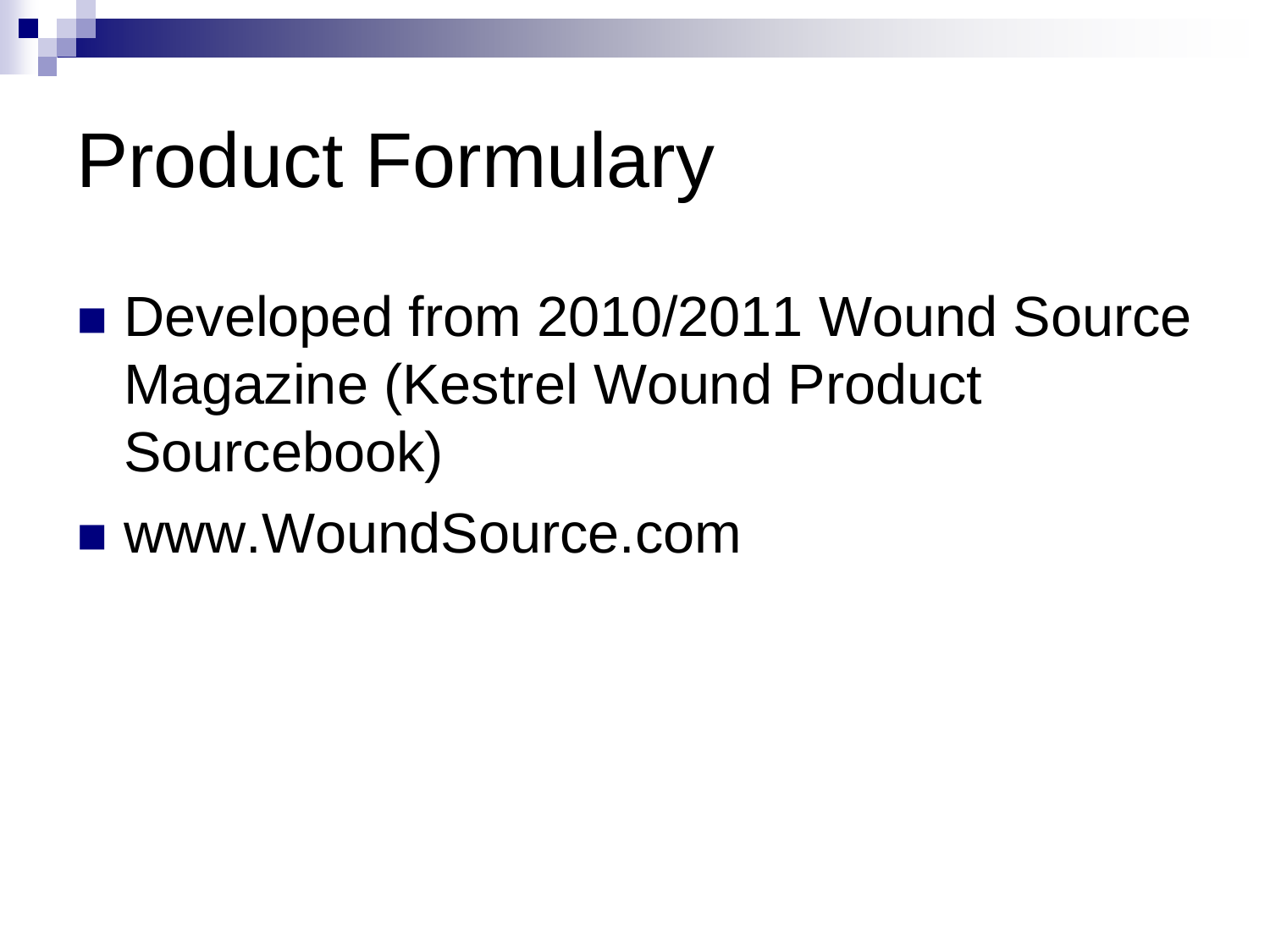# Product Formulary

- Developed from 2010/2011 Wound Source Magazine (Kestrel Wound Product Sourcebook)
- www.WoundSource.com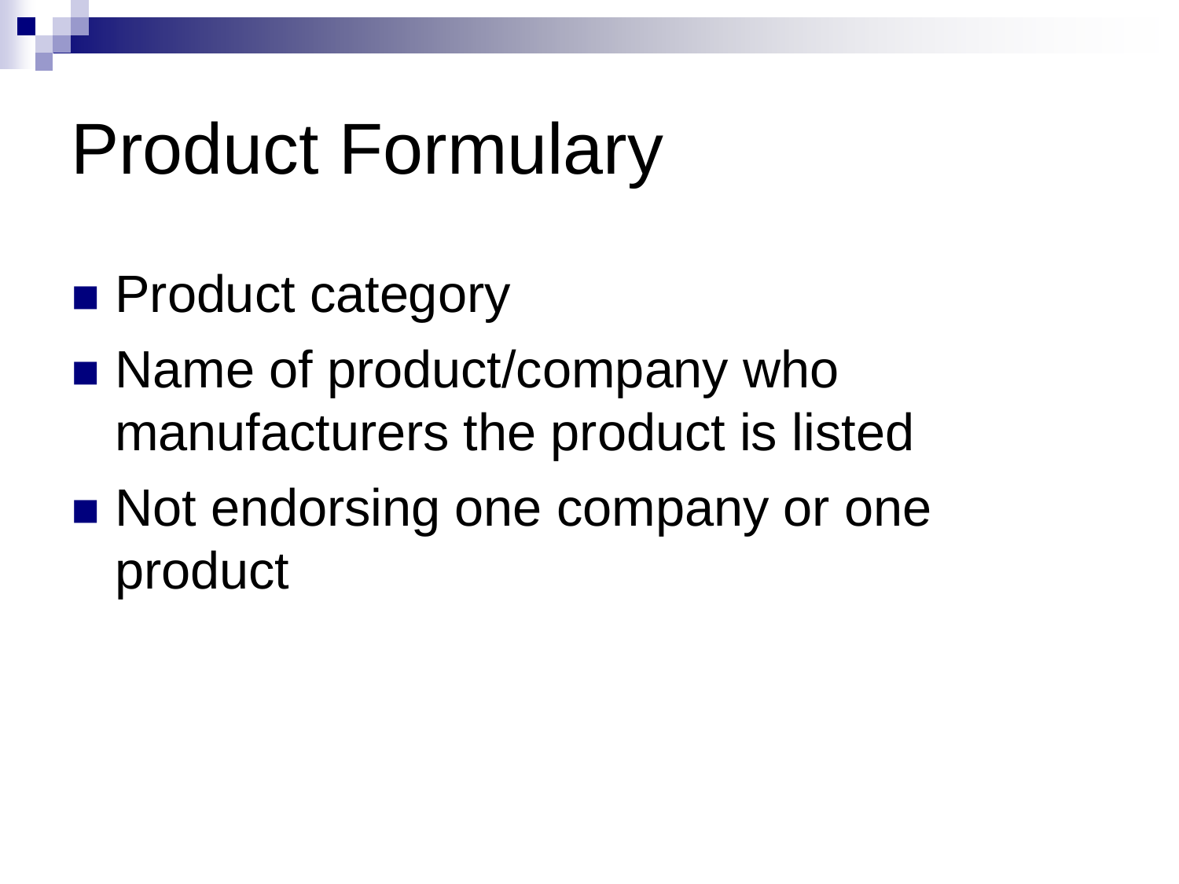# Product Formulary

- Product category
- Name of product/company who manufacturers the product is listed
- Not endorsing one company or one product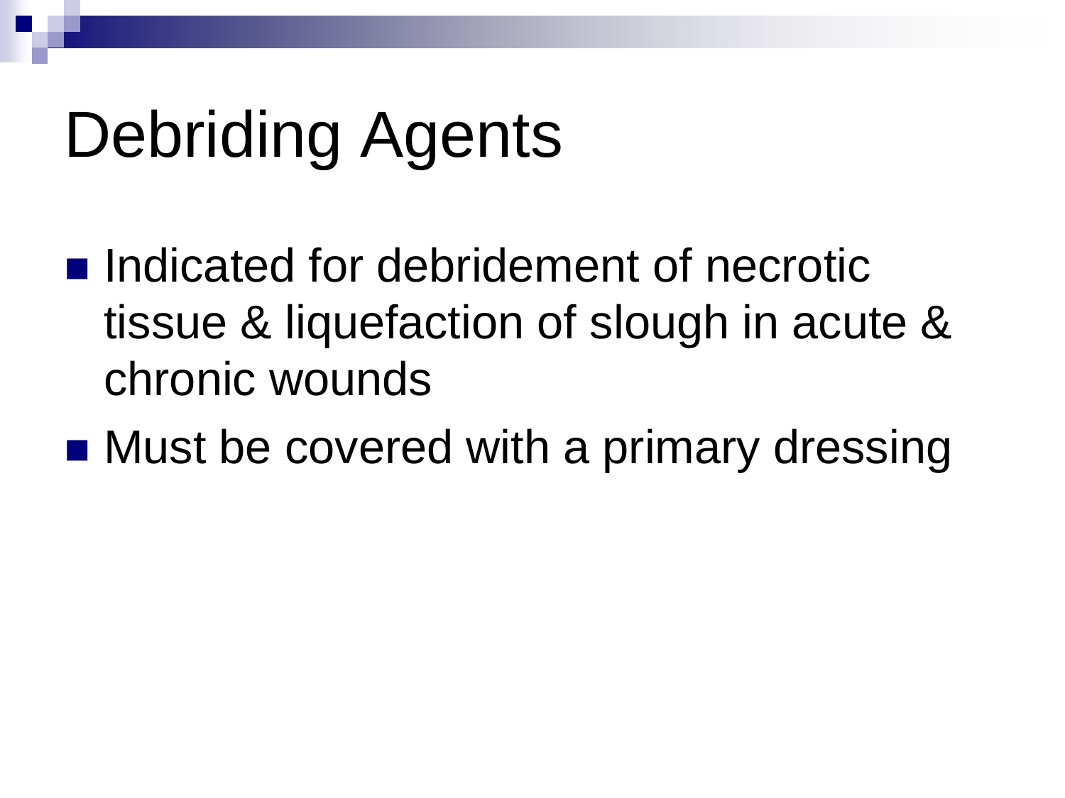# Debriding Agents

- Indicated for debridement of necrotic tissue & liquefaction of slough in acute & chronic wounds
- Must be covered with a primary dressing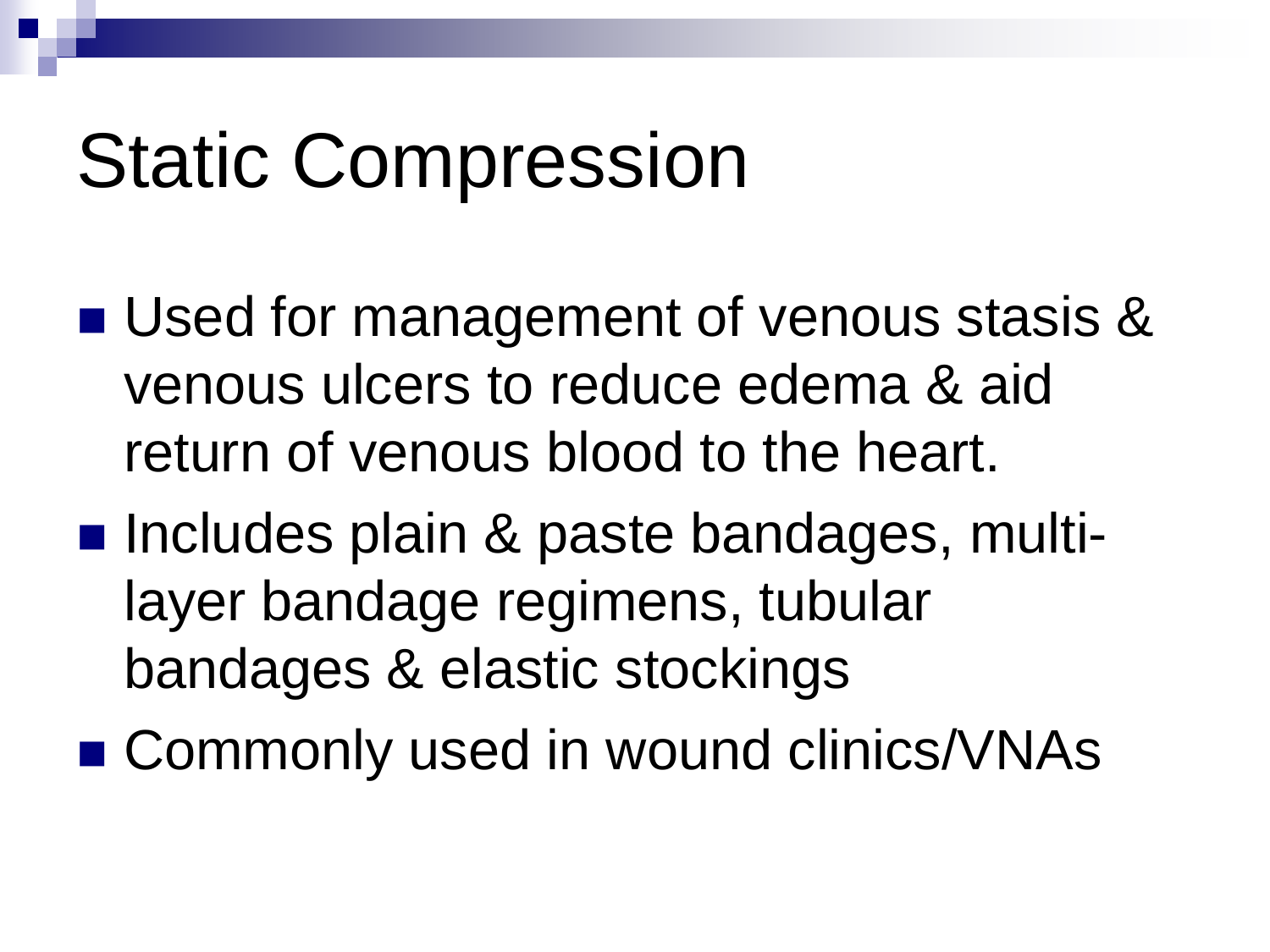# Static Compression

- Used for management of venous stasis & venous ulcers to reduce edema & aid return of venous blood to the heart.
- Includes plain & paste bandages, multi-layer bandage regimens, tubular bandages & elastic stockings
- Commonly used in wound clinics/VNAs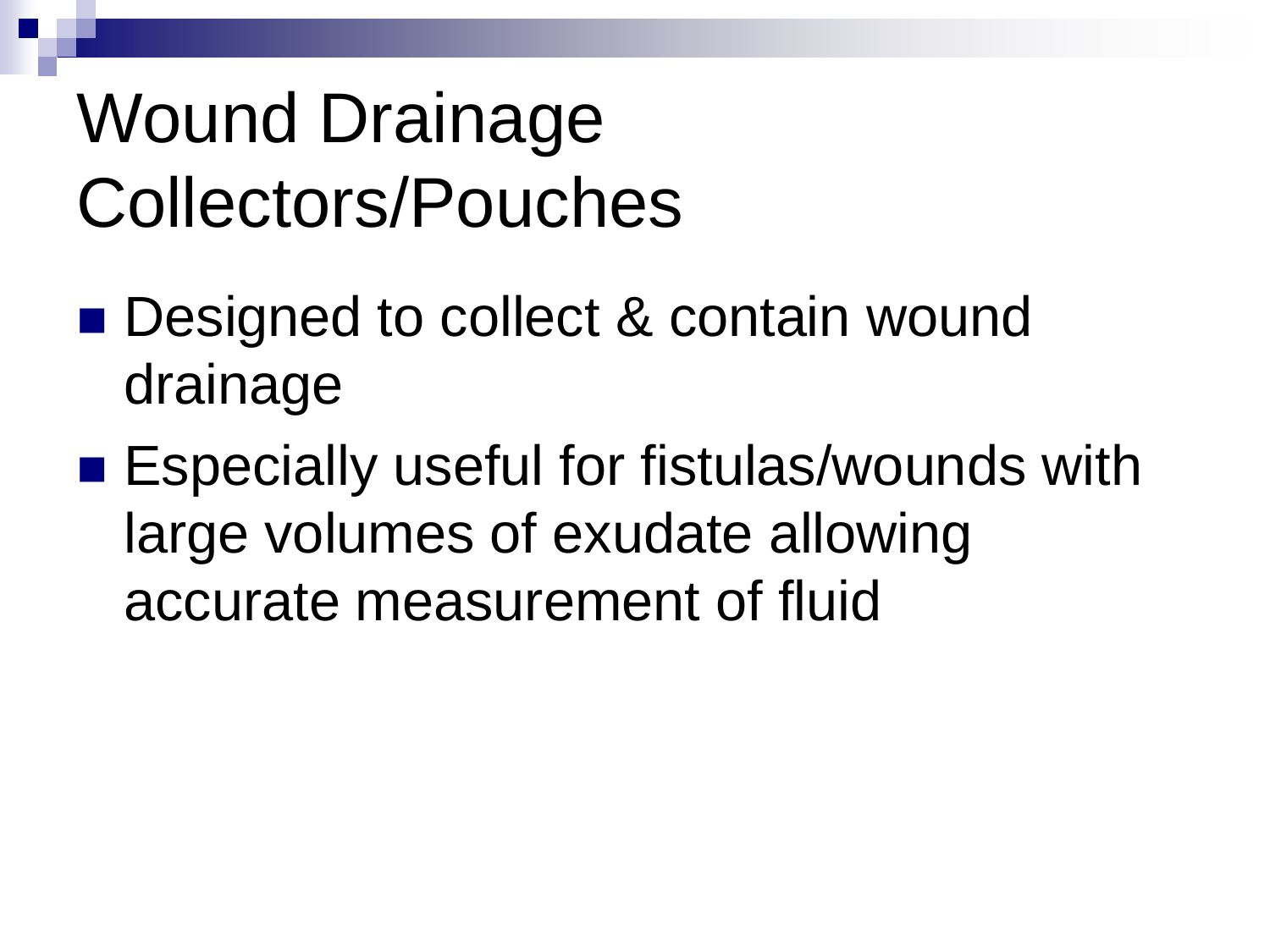# Wound Drainage Collectors/Pouches

- Designed to collect & contain wound drainage
- Especially useful for fistulas/wounds with large volumes of exudate allowing accurate measurement of fluid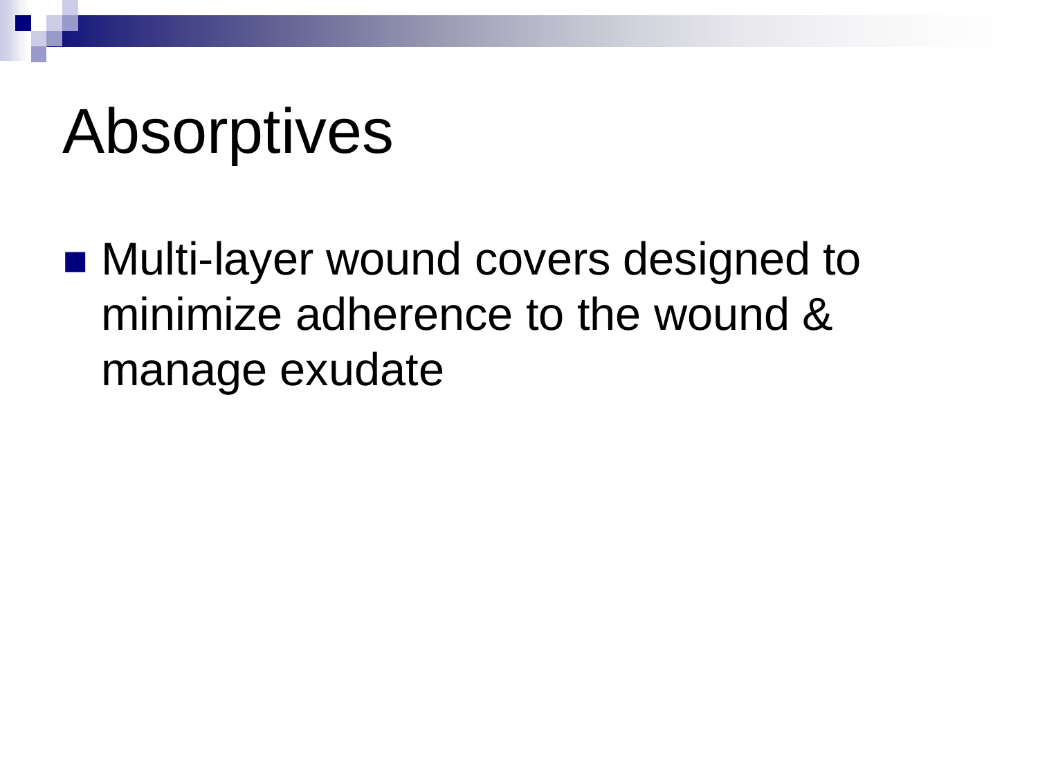# Absorptives

- Multi-layer wound covers designed to minimize adherence to the wound & manage exudate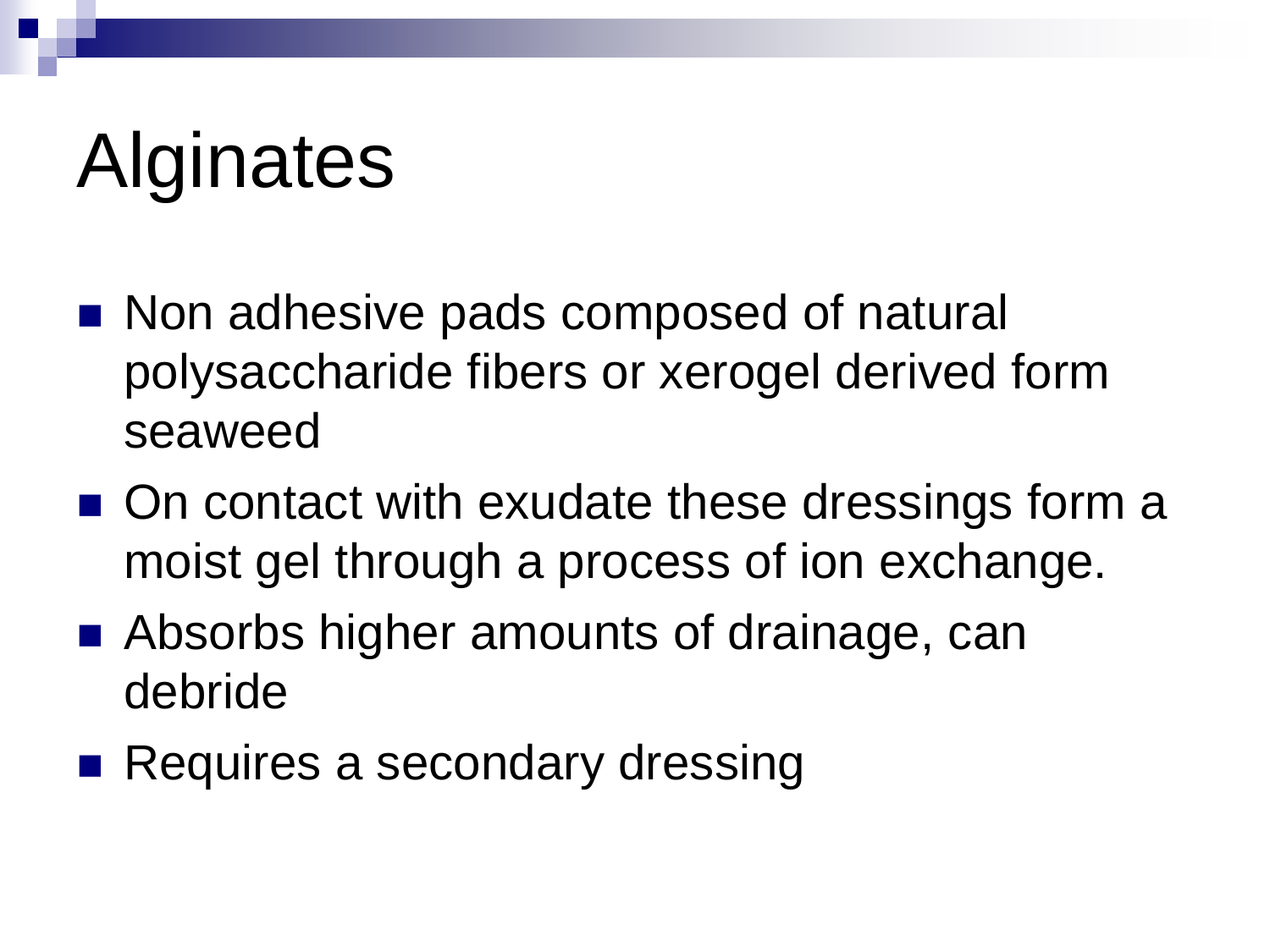# Alginates

- Non adhesive pads composed of natural polysaccharide fibers or xerogel derived form seaweed
- On contact with exudate these dressings form a moist gel through a process of ion exchange.
- Absorbs higher amounts of drainage, can debride
- Requires a secondary dressing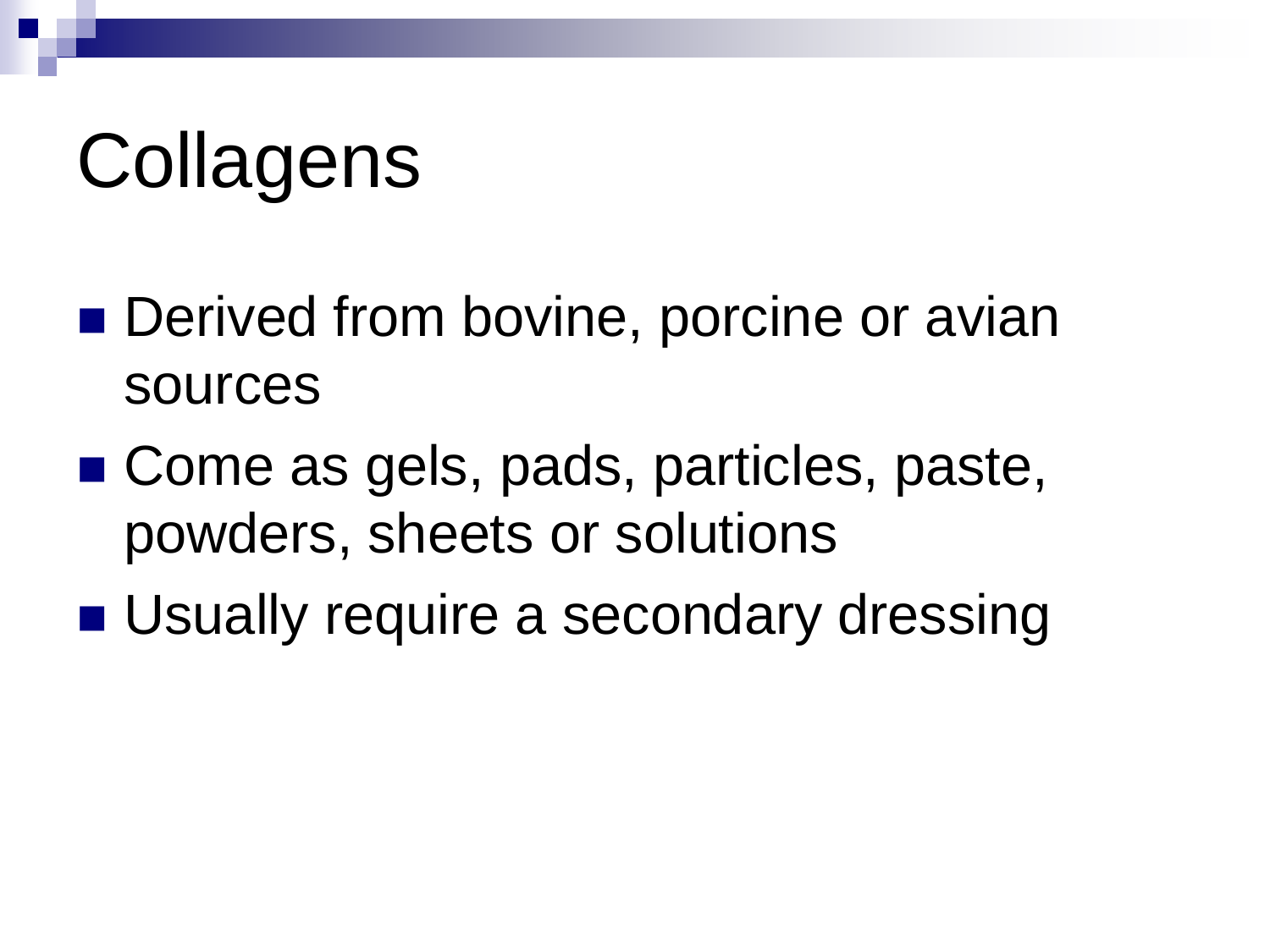# Collagens

- Derived from bovine, porcine or avian sources
- Come as gels, pads, particles, paste, powders, sheets or solutions
- Usually require a secondary dressing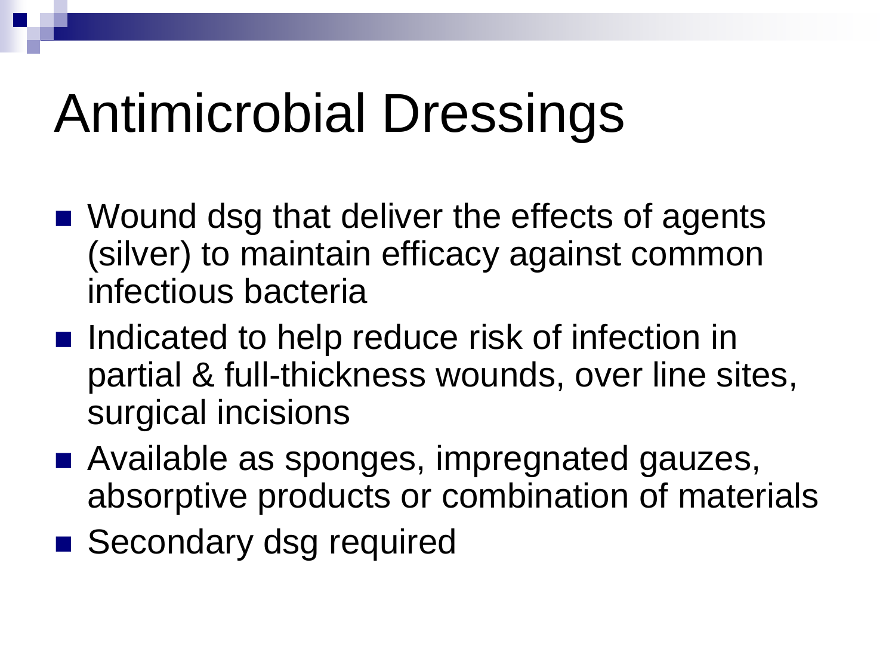# Antimicrobial Dressings

- Wound dsg that deliver the effects of agents (silver) to maintain efficacy against common infectious bacteria
- Indicated to help reduce risk of infection in partial & full-thickness wounds, over line sites, surgical incisions
- Available as sponges, impregnated gauzes, absorptive products or combination of materials
- Secondary dsg required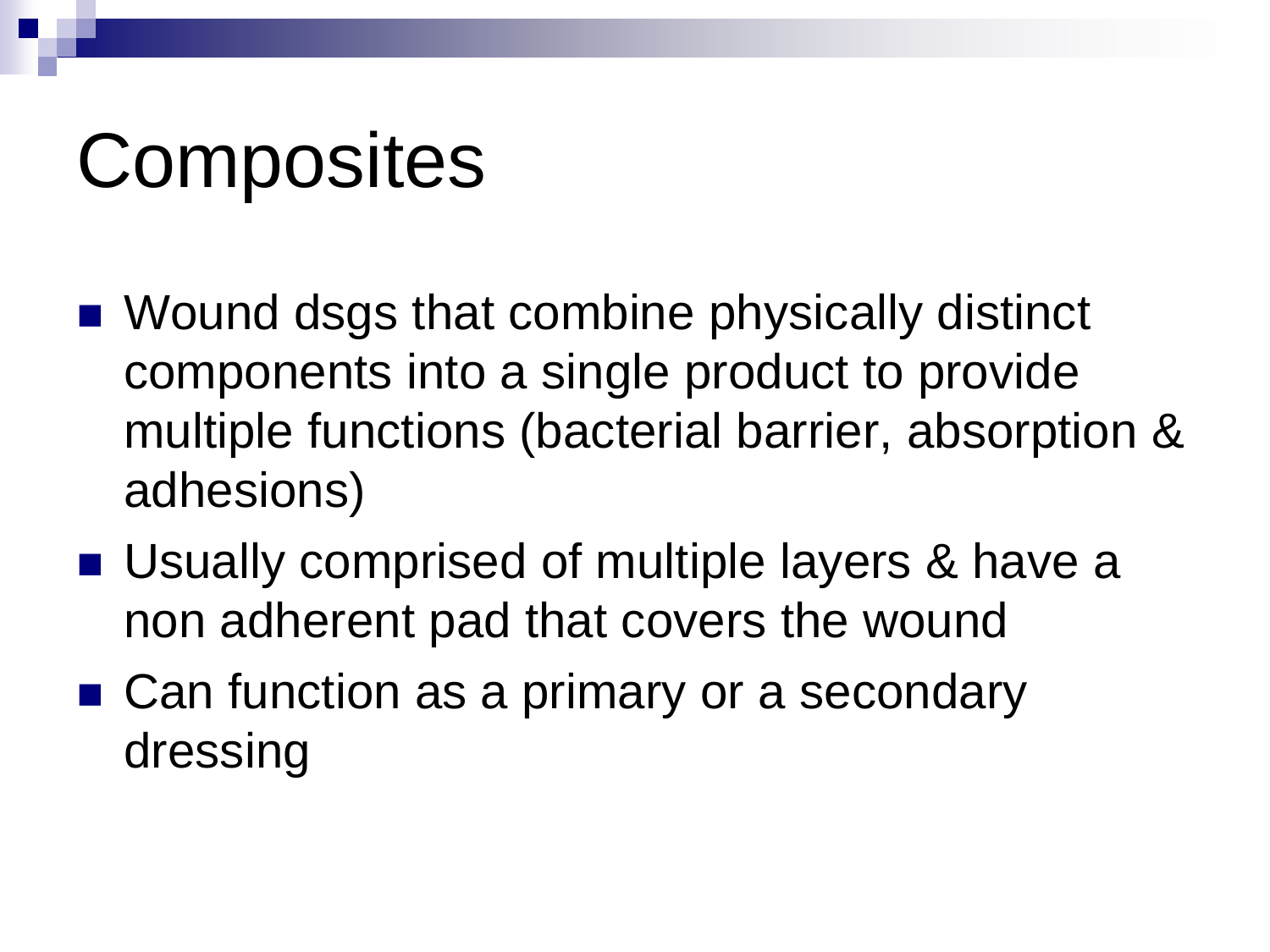# Composites

- Wound dsgs that combine physically distinct components into a single product to provide multiple functions (bacterial barrier, absorption & adhesions)
- Usually comprised of multiple layers & have a non adherent pad that covers the wound
- Can function as a primary or a secondary dressing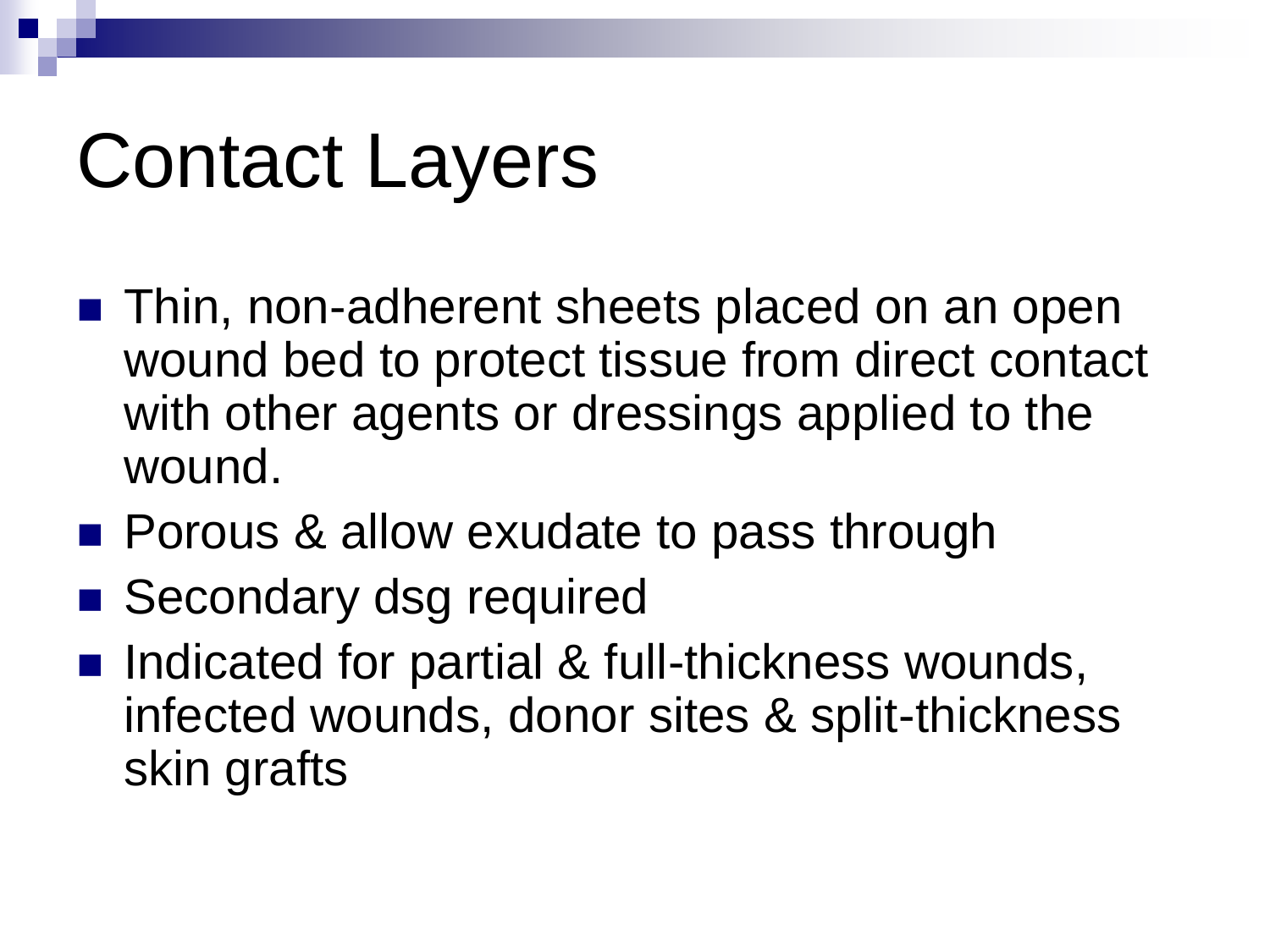# Contact Layers

- Thin, non-adherent sheets placed on an open wound bed to protect tissue from direct contact with other agents or dressings applied to the wound.
- Porous & allow exudate to pass through
- Secondary dsg required
- Indicated for partial & full-thickness wounds, infected wounds, donor sites & split-thickness skin grafts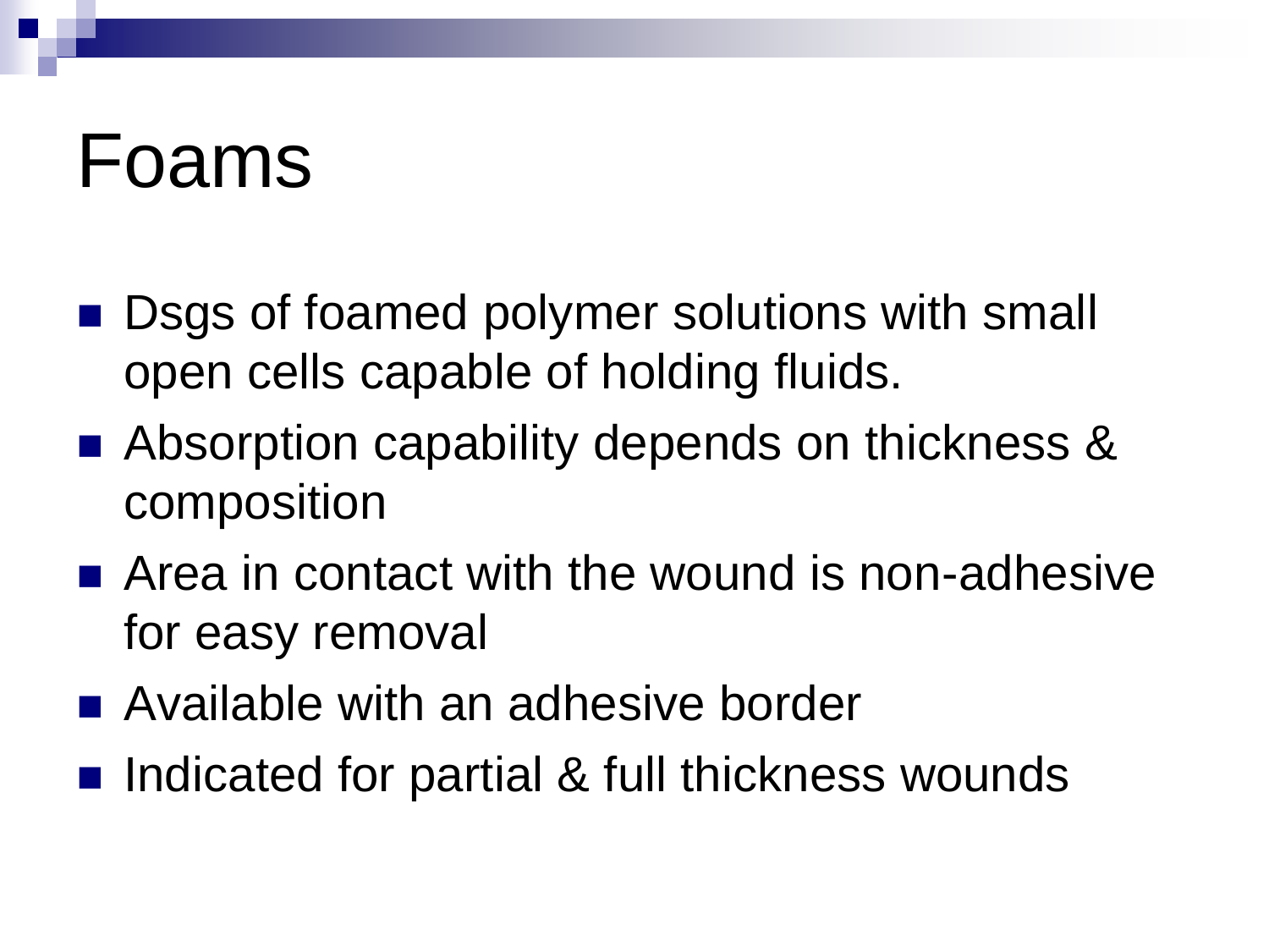# Foams

- Dsgs of foamed polymer solutions with small open cells capable of holding fluids.
- Absorption capability depends on thickness & composition
- Area in contact with the wound is non-adhesive for easy removal
- Available with an adhesive border
- Indicated for partial & full thickness wounds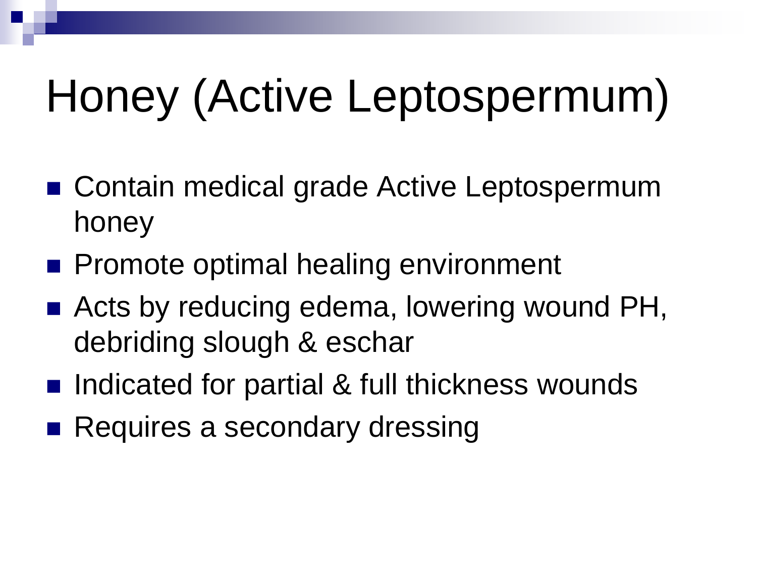# Honey (Active Leptospermum)

- Contain medical grade Active Leptospermum honey
- Promote optimal healing environment
- Acts by reducing edema, lowering wound PH, debriding slough & eschar
- Indicated for partial & full thickness wounds
- Requires a secondary dressing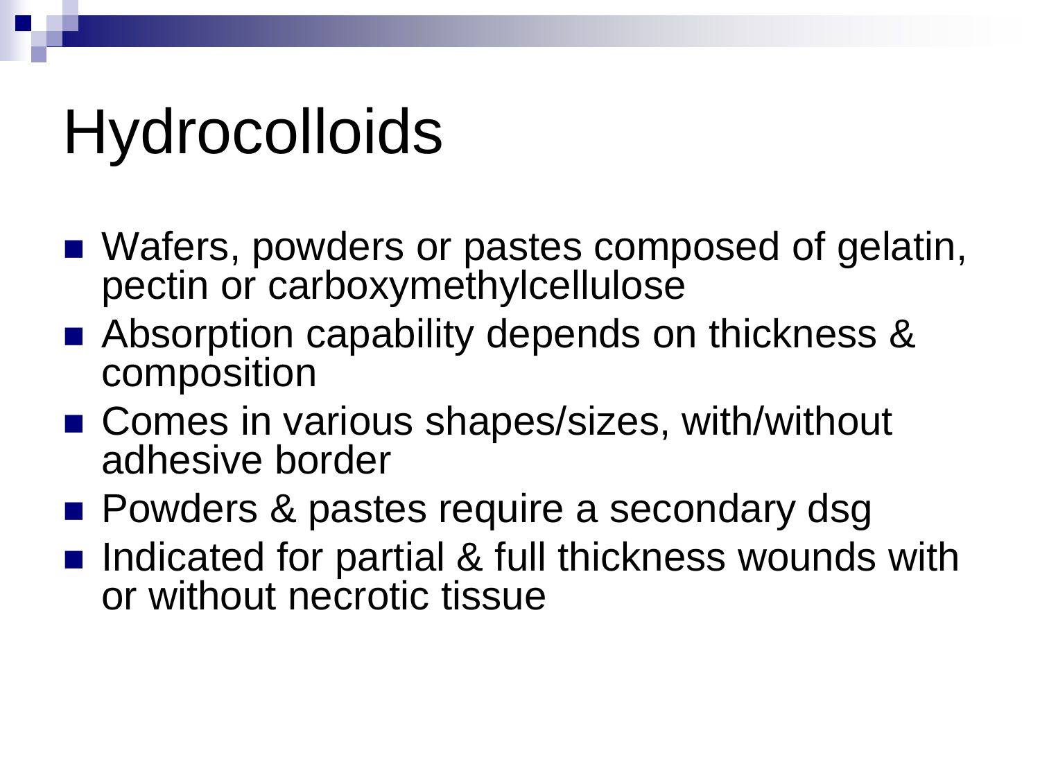# Hydrocolloids

- Wafers, powders or pastes composed of gelatin, pectin or carboxymethylcellulose
- Absorption capability depends on thickness & composition
- Comes in various shapes/sizes, with/without adhesive border
- Powders & pastes require a secondary dsg
- Indicated for partial & full thickness wounds with or without necrotic tissue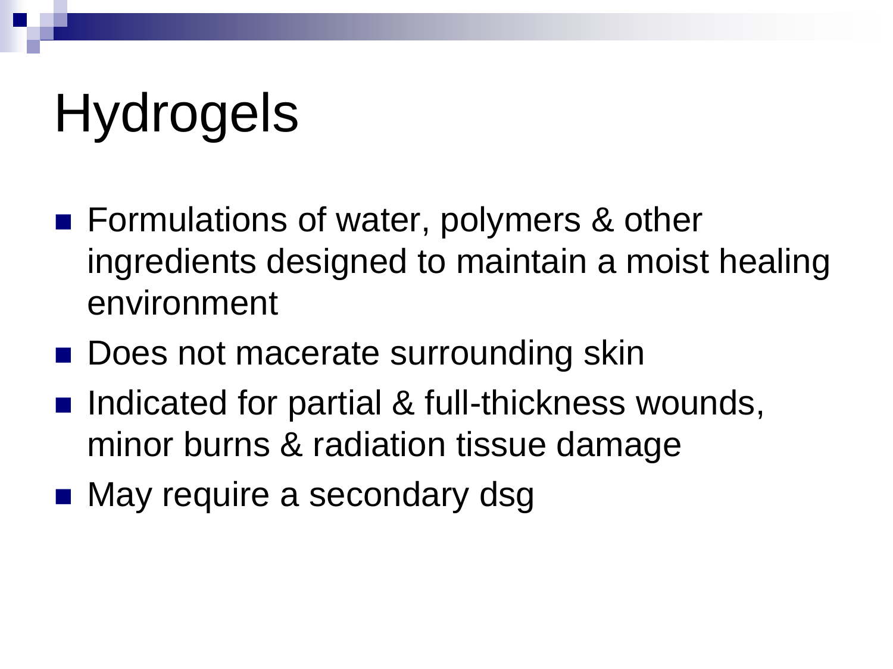# Hydrogels

- Formulations of water, polymers & other ingredients designed to maintain a moist healing environment
- Does not macerate surrounding skin
- Indicated for partial & full-thickness wounds, minor burns & radiation tissue damage
- May require a secondary dsg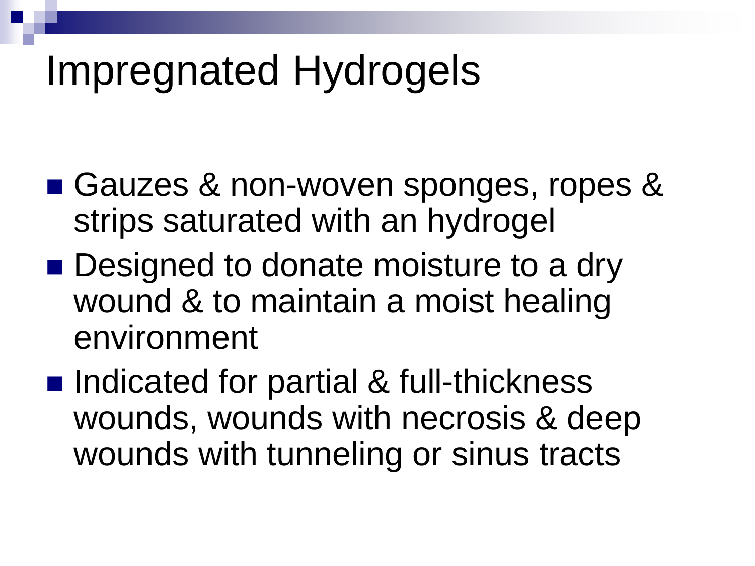# Impregnated Hydrogels

- Gauzes & non-woven sponges, ropes & strips saturated with an hydrogel
- Designed to donate moisture to a dry wound & to maintain a moist healing environment
- Indicated for partial & full-thickness wounds, wounds with necrosis & deep wounds with tunneling or sinus tracts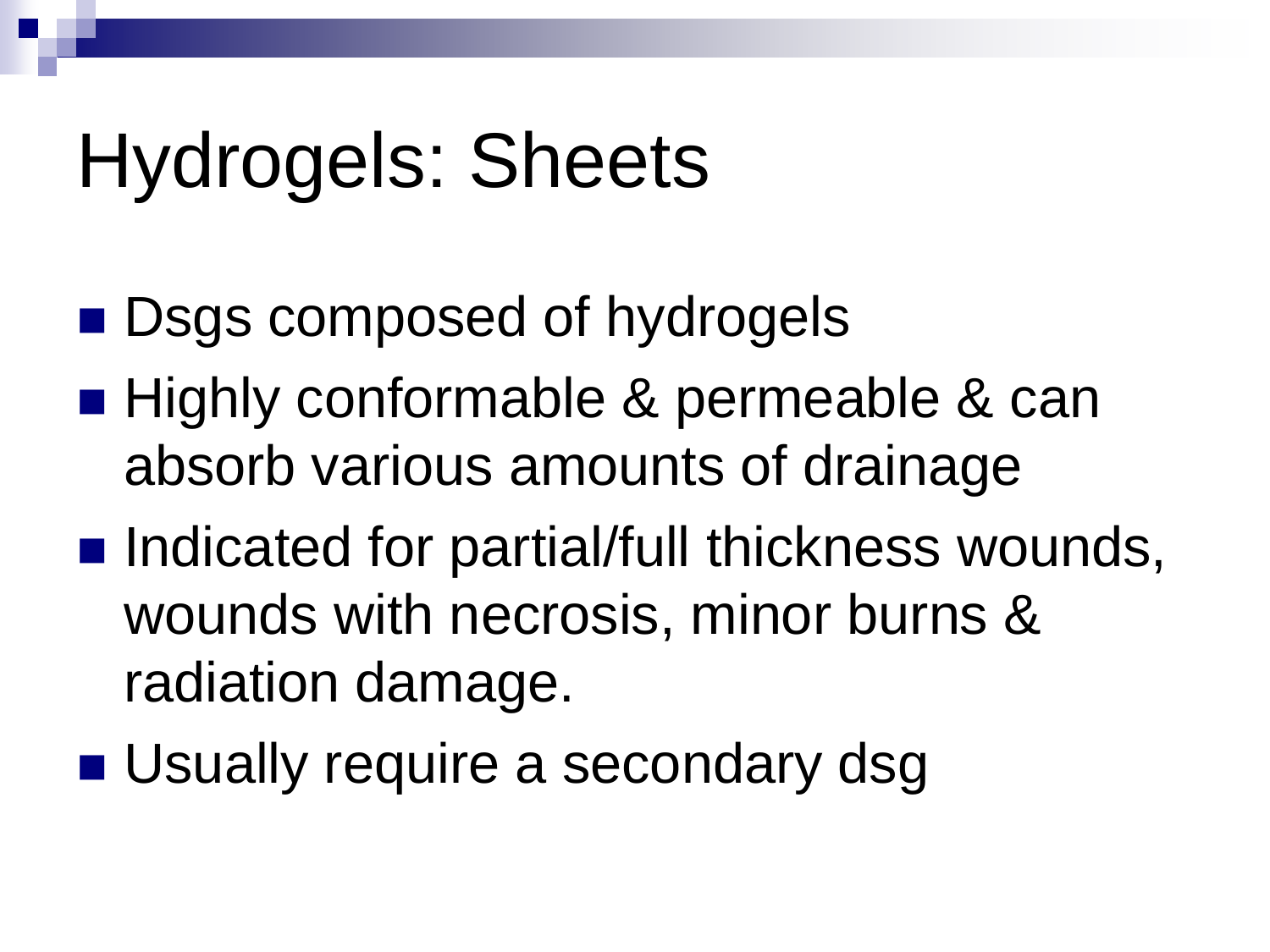# Hydrogels: Sheets

- Dsgs composed of hydrogels
- Highly conformable & permeable & can absorb various amounts of drainage
- Indicated for partial/full thickness wounds, wounds with necrosis, minor burns & radiation damage.
- Usually require a secondary dsg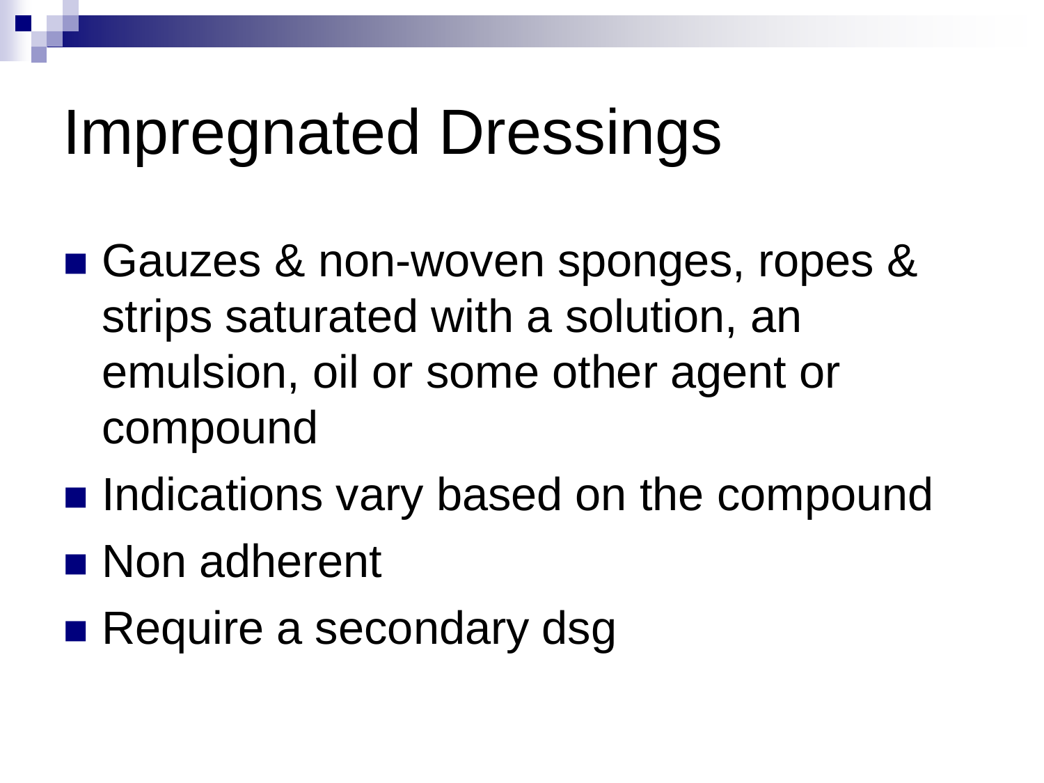# Impregnated Dressings

- Gauzes & non-woven sponges, ropes & strips saturated with a solution, an emulsion, oil or some other agent or compound
- Indications vary based on the compound
- Non adherent
- Require a secondary dsg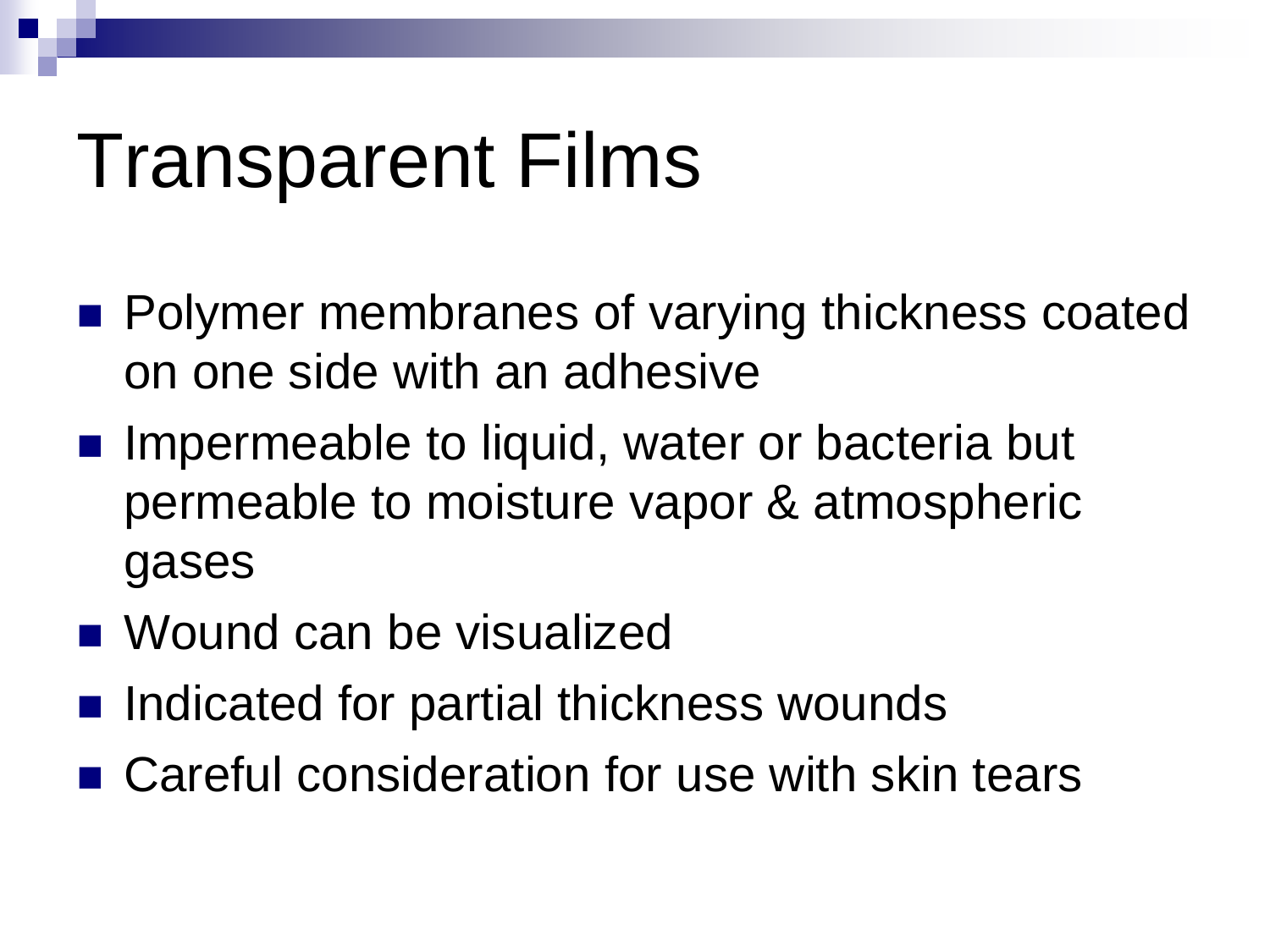# Transparent Films

- Polymer membranes of varying thickness coated on one side with an adhesive
- Impermeable to liquid, water or bacteria but permeable to moisture vapor & atmospheric gases
- Wound can be visualized
- Indicated for partial thickness wounds
- Careful consideration for use with skin tears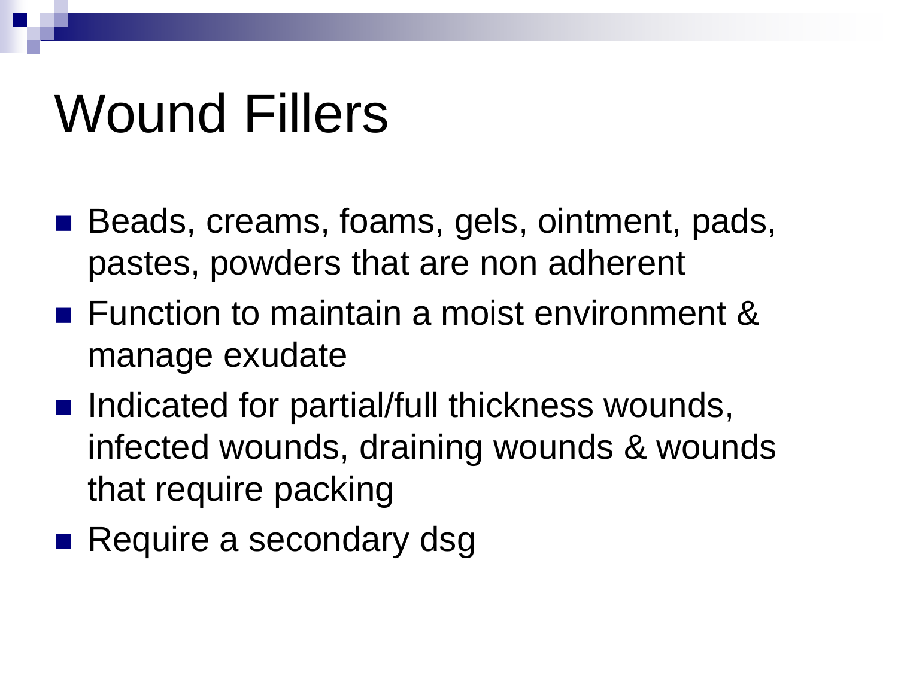# Wound Fillers

- Beads, creams, foams, gels, ointment, pads, pastes, powders that are non adherent
- Function to maintain a moist environment & manage exudate
- Indicated for partial/full thickness wounds, infected wounds, draining wounds & wounds that require packing
- Require a secondary dsg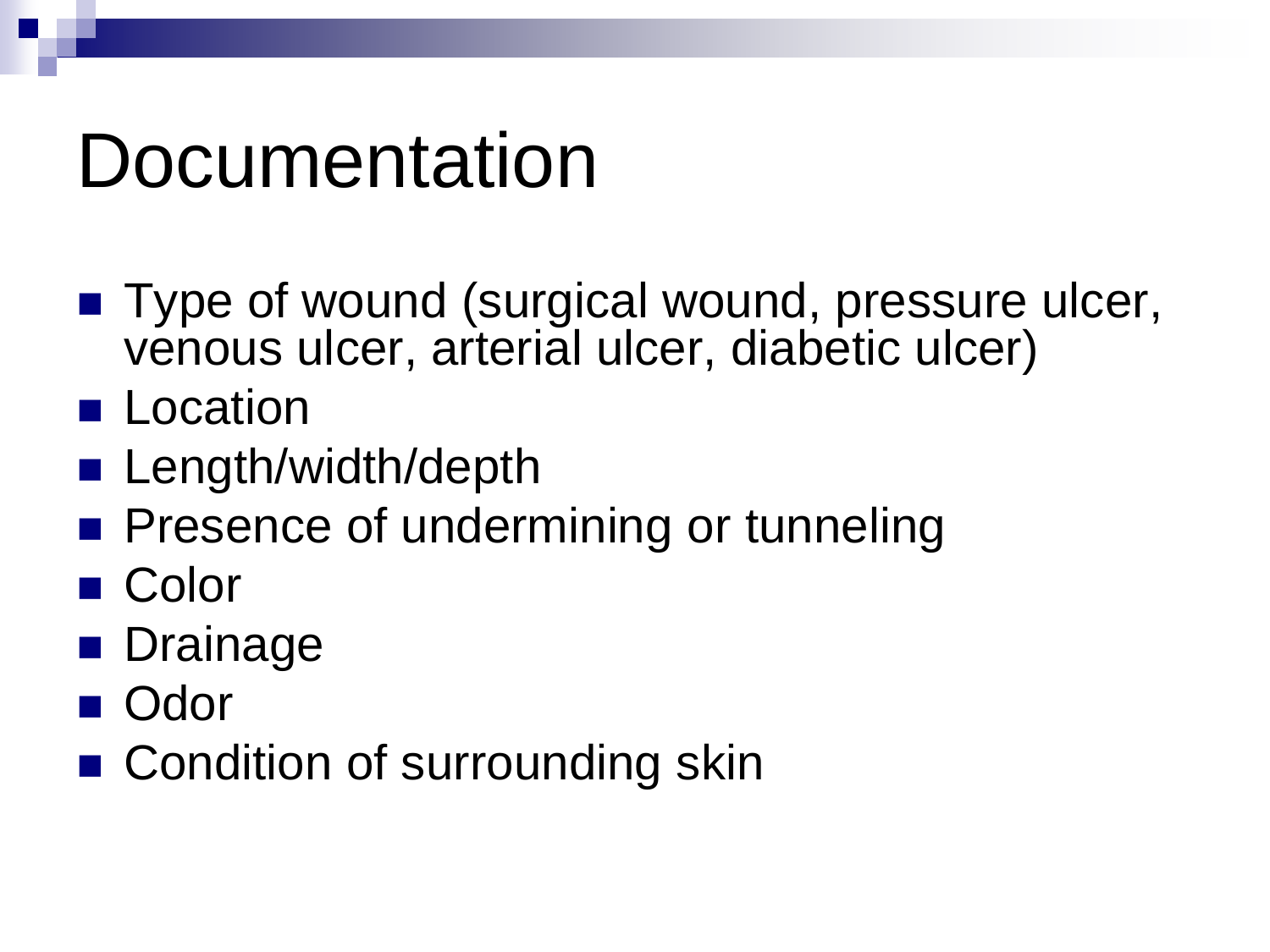# Documentation

- Type of wound (surgical wound, pressure ulcer, venous ulcer, arterial ulcer, diabetic ulcer)
- Location
- Length/width/depth
- Presence of undermining or tunneling
- Color
- Drainage
- Odor
- Condition of surrounding skin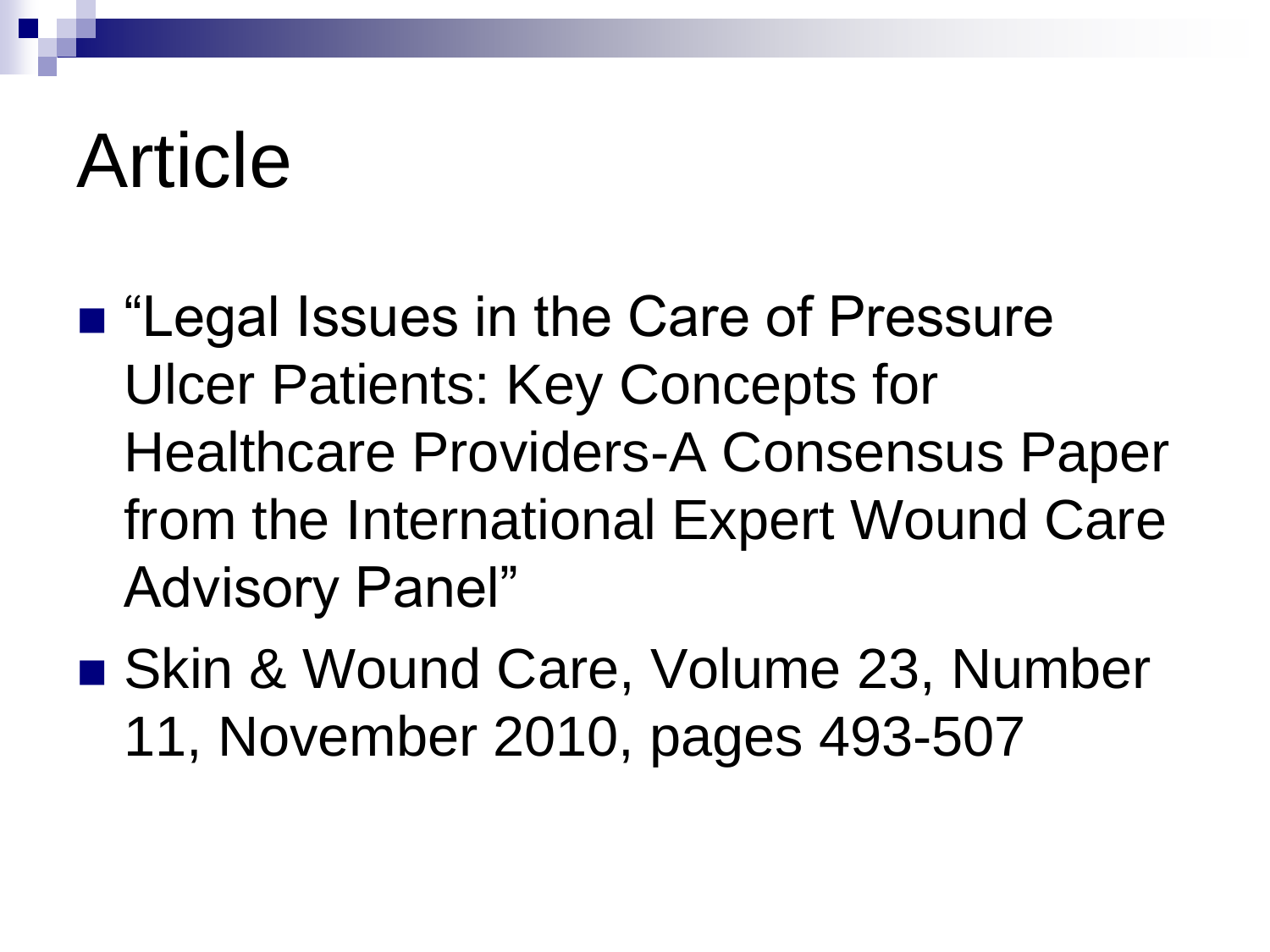# Article

- "Legal Issues in the Care of Pressure Ulcer Patients: Key Concepts for Healthcare Providers-A Consensus Paper from the International Expert Wound Care Advisory Panel"
- Skin & Wound Care, Volume 23, Number 11, November 2010, pages 493-507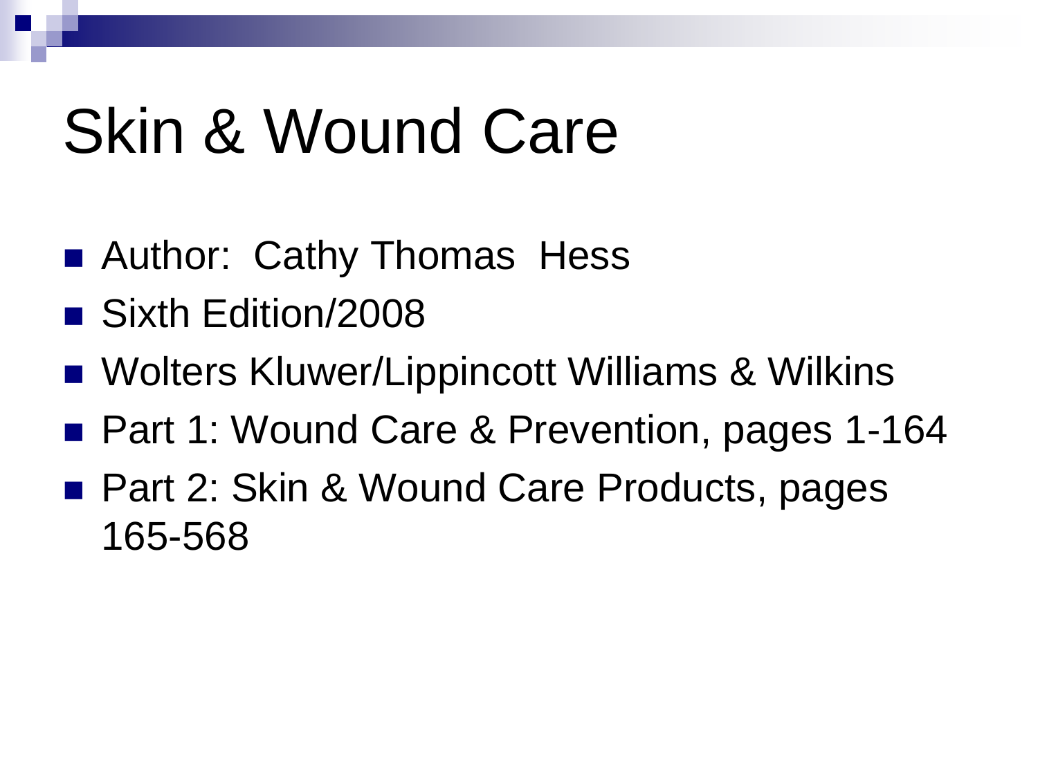# Skin & Wound Care

- Author:  Cathy Thomas  Hess
- Sixth Edition/2008
- Wolters Kluwer/Lippincott Williams & Wilkins
- Part 1: Wound Care & Prevention, pages 1-164
- Part 2: Skin & Wound Care Products, pages 165-568